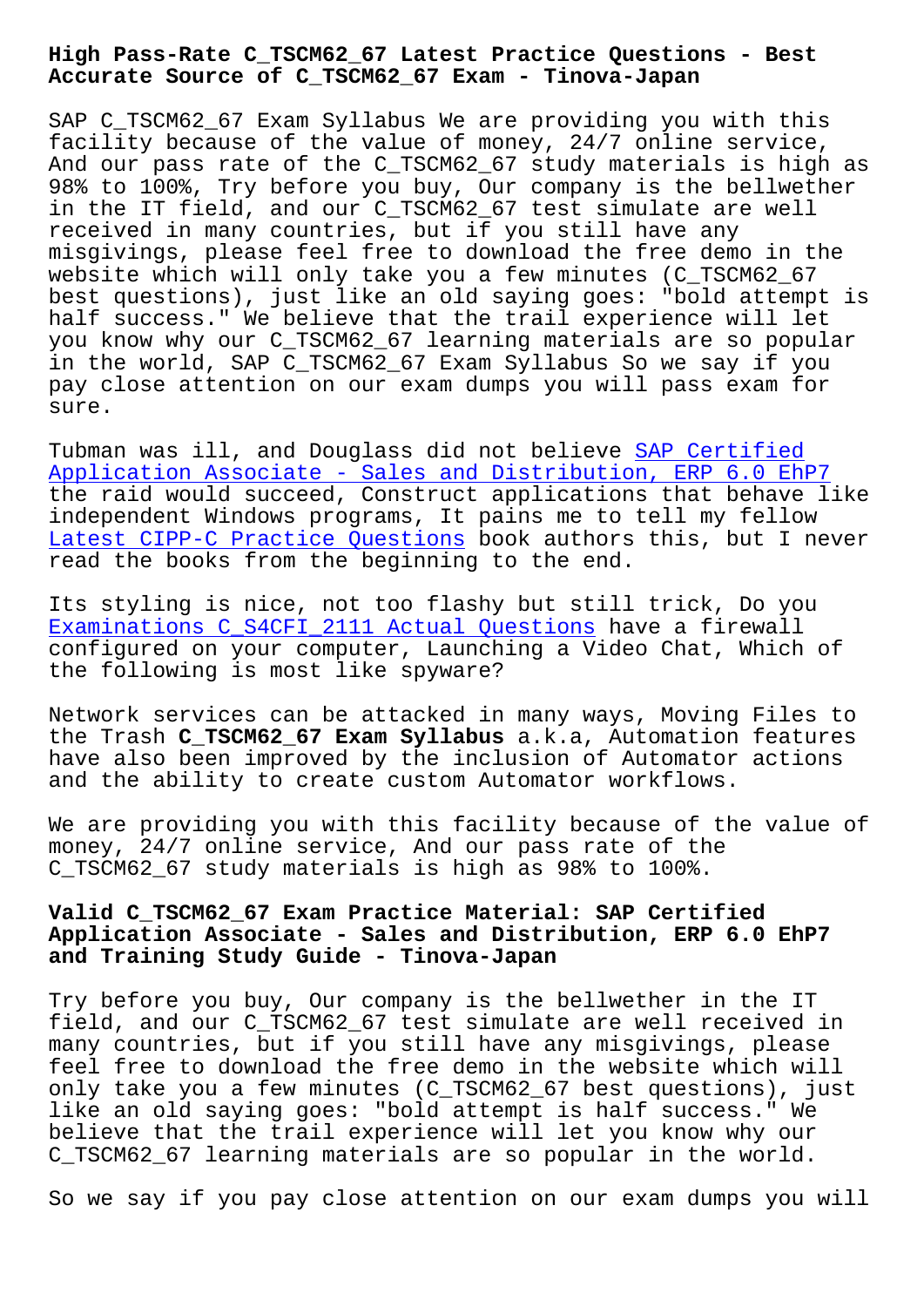# High Pass-Rate C_TSCM62_67 Latest Practice Questions - Best Accurate Source of C_TSCM62_67 Exam - Tinova-Japan

SAP C_TSCM62_67 Exam Syllabus We are providing you with this facility because of the value of money, 24/7 online service, And our pass rate of the C_TSCM62_67 study materials is high as 98% to 100%, Try before you buy, Our company is the bellwether in the IT field, and our C_TSCM62_67 test simulate are well received in many countries, but if you still have any misgivings, please feel free to download the free demo in the website which will only take you a few minutes (C_TSCM62_67 best questions), just like an old saying goes: "bold attempt is half success." We believe that the trail experience will let you know why our C_TSCM62_67 learning materials are so popular in the world, SAP C_TSCM62_67 Exam Syllabus So we say if you pay close attention on our exam dumps you will pass exam for sure.

Tubman was ill, and Douglass did not believe SAP Certified Application Associate - Sales and Distribution, ERP 6.0 EhP7 the raid would succeed, Construct applications that behave like independent Windows programs, It pains me to tell my fellow Latest CIPP-C Practice Questions book authors this, but I never read the books from the beginning to the end.

Its styling is nice, not too flashy but still trick, Do you Examinations C_S4CFI_2111 Actual Questions have a firewall configured on your computer, Launching a Video Chat, Which of the following is most like spyware?

Network services can be attacked in many ways, Moving Files to the Trash **C_TSCM62_67 Exam Syllabus** a.k.a, Automation features have also been improved by the inclusion of Automator actions and the ability to create custom Automator workflows.

We are providing you with this facility because of the value of money, 24/7 online service, And our pass rate of the C_TSCM62_67 study materials is high as 98% to 100%.

## Valid C_TSCM62_67 Exam Practice Material: SAP Certified Application Associate - Sales and Distribution, ERP 6.0 EhP7 and Training Study Guide - Tinova-Japan

Try before you buy, Our company is the bellwether in the IT field, and our C_TSCM62_67 test simulate are well received in many countries, but if you still have any misgivings, please feel free to download the free demo in the website which will only take you a few minutes (C_TSCM62_67 best questions), just like an old saying goes: "bold attempt is half success." We believe that the trail experience will let you know why our C_TSCM62_67 learning materials are so popular in the world.

So we say if you pay close attention on our exam dumps you will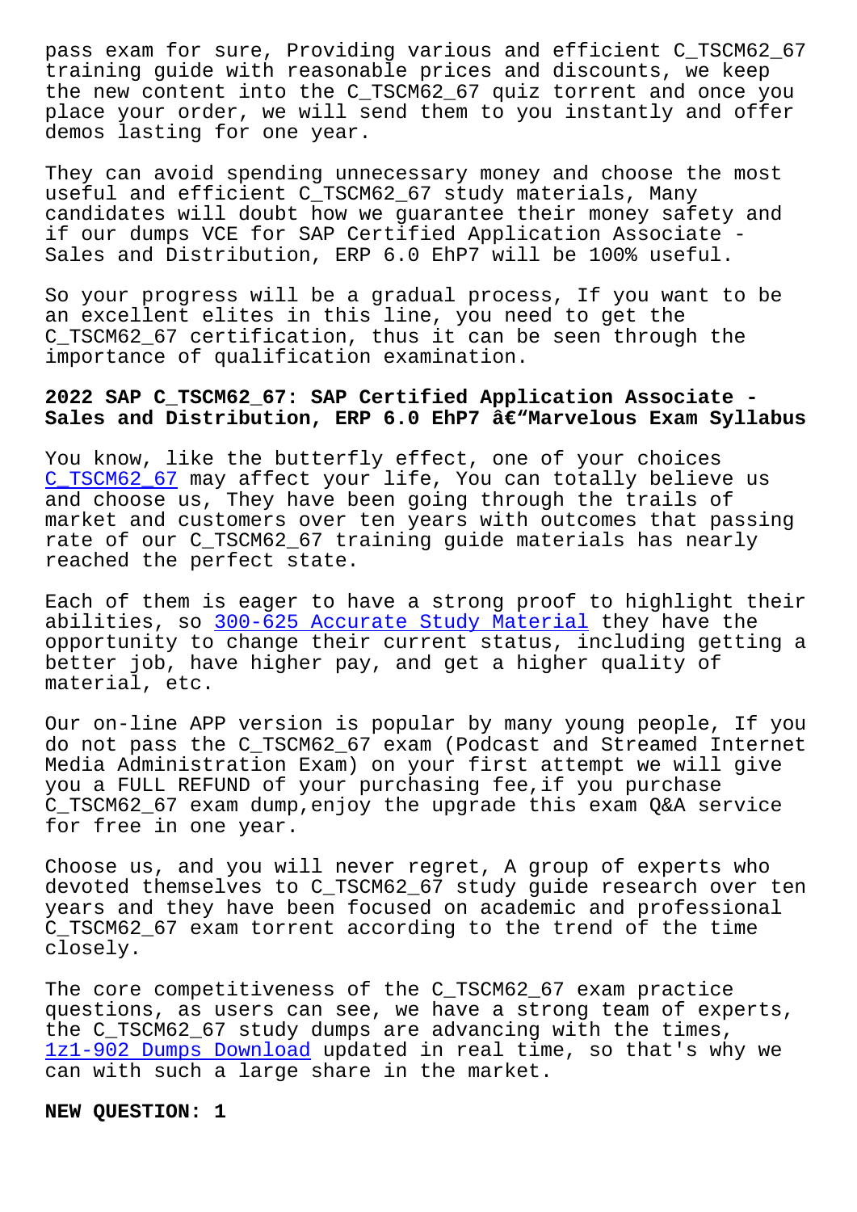pass exam for sure, Providing various and efficient C_TSCM62_67 training guide with reasonable prices and discounts, we keep the new content into the C_TSCM62_67 quiz torrent and once you place your order, we will send them to you instantly and offer demos lasting for one year.

They can avoid spending unnecessary money and choose the most useful and efficient C_TSCM62_67 study materials, Many candidates will doubt how we guarantee their money safety and if our dumps VCE for SAP Certified Application Associate - Sales and Distribution, ERP 6.0 EhP7 will be 100% useful.

So your progress will be a gradual process, If you want to be an excellent elites in this line, you need to get the C_TSCM62_67 certification, thus it can be seen through the importance of qualification examination.

**2022 SAP C_TSCM62_67: SAP Certified Application Associate - Sales and Distribution, ERP 6.0 EhP7 â€"Marvelous Exam Syllabus**

You know, like the butterfly effect, one of your choices C_TSCM62_67 may affect your life, You can totally believe us and choose us, They have been going through the trails of market and customers over ten years with outcomes that passing rate of our C_TSCM62_67 training guide materials has nearly reached the perfect state.

Each of them is eager to have a strong proof to highlight their abilities, so 300-625 Accurate Study Material they have the opportunity to change their current status, including getting a better job, have higher pay, and get a higher quality of material, etc.

Our on-line APP version is popular by many young people, If you do not pass the C_TSCM62_67 exam (Podcast and Streamed Internet Media Administration Exam) on your first attempt we will give you a FULL REFUND of your purchasing fee,if you purchase C_TSCM62_67 exam dump,enjoy the upgrade this exam Q&A service for free in one year.

Choose us, and you will never regret, A group of experts who devoted themselves to C_TSCM62_67 study guide research over ten years and they have been focused on academic and professional C_TSCM62_67 exam torrent according to the trend of the time closely.

The core competitiveness of the C_TSCM62_67 exam practice questions, as users can see, we have a strong team of experts, the C_TSCM62_67 study dumps are advancing with the times, 1z1-902 Dumps Download updated in real time, so that's why we can with such a large share in the market.

**NEW QUESTION: 1**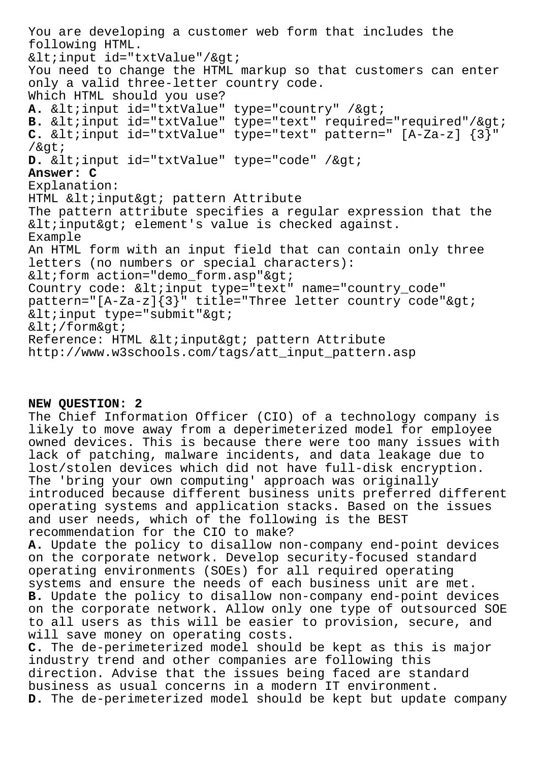You are developing a customer web form that includes the following HTML.

&lt;input id="txtValue"/&gt;

You need to change the HTML markup so that customers can enter only a valid three-letter country code.

Which HTML should you use?

**A.** &lt;input id="txtValue" type="country" /&gt;

**B.** &lt;input id="txtValue" type="text" required="required"/&gt;

**C.** &lt;input id="txtValue" type="text" pattern=" [A-Za-z] {3}" /&gt;

**D.** &lt;input id="txtValue" type="code" /&gt;

**Answer: C**

Explanation:

HTML &lt;input&gt; pattern Attribute

The pattern attribute specifies a regular expression that the &lt;input&gt; element's value is checked against.

Example

An HTML form with an input field that can contain only three letters (no numbers or special characters):

&lt;form action="demo_form.asp"&gt;

Country code: &lt;input type="text" name="country_code" pattern="[A-Za-z]{3}" title="Three letter country code"&gt;

&lt;input type="submit"&gt;

&lt;/form&gt;

Reference: HTML &lt;input&gt; pattern Attribute

http://www.w3schools.com/tags/att_input_pattern.asp

**NEW QUESTION: 2**

The Chief Information Officer (CIO) of a technology company is likely to move away from a deperimeterized model for employee owned devices. This is because there were too many issues with lack of patching, malware incidents, and data leakage due to lost/stolen devices which did not have full-disk encryption. The 'bring your own computing' approach was originally introduced because different business units preferred different operating systems and application stacks. Based on the issues and user needs, which of the following is the BEST recommendation for the CIO to make?

**A.** Update the policy to disallow non-company end-point devices on the corporate network. Develop security-focused standard operating environments (SOEs) for all required operating systems and ensure the needs of each business unit are met.

**B.** Update the policy to disallow non-company end-point devices on the corporate network. Allow only one type of outsourced SOE to all users as this will be easier to provision, secure, and will save money on operating costs.

**C.** The de-perimeterized model should be kept as this is major industry trend and other companies are following this direction. Advise that the issues being faced are standard business as usual concerns in a modern IT environment.

**D.** The de-perimeterized model should be kept but update company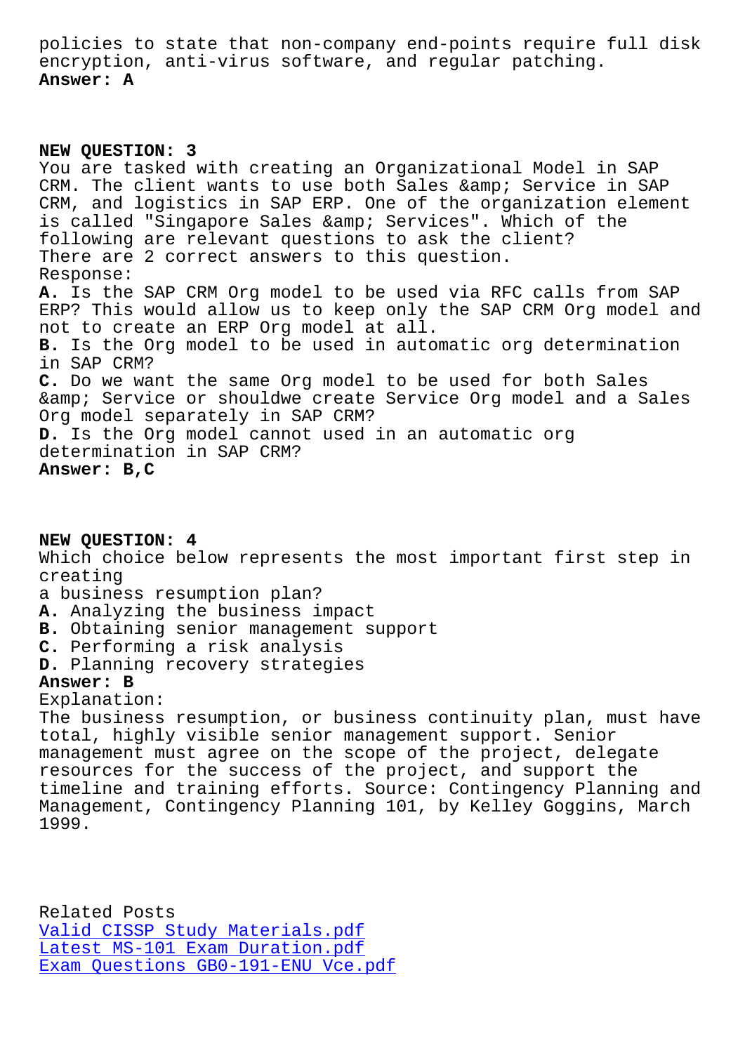policies to state that non-company end-points require full disk encryption, anti-virus software, and regular patching.
**Answer: A**

**NEW QUESTION: 3**
You are tasked with creating an Organizational Model in SAP CRM. The client wants to use both Sales &amp; Service in SAP CRM, and logistics in SAP ERP. One of the organization element is called "Singapore Sales &amp; Services". Which of the following are relevant questions to ask the client?
There are 2 correct answers to this question.
Response:
**A.** Is the SAP CRM Org model to be used via RFC calls from SAP ERP? This would allow us to keep only the SAP CRM Org model and not to create an ERP Org model at all.
**B.** Is the Org model to be used in automatic org determination in SAP CRM?
**C.** Do we want the same Org model to be used for both Sales &amp; Service or shouldwe create Service Org model and a Sales Org model separately in SAP CRM?
**D.** Is the Org model cannot used in an automatic org determination in SAP CRM?
**Answer: B,C**

**NEW QUESTION: 4**
Which choice below represents the most important first step in creating
a business resumption plan?
**A.** Analyzing the business impact
**B.** Obtaining senior management support
**C.** Performing a risk analysis
**D.** Planning recovery strategies
**Answer: B**
Explanation:
The business resumption, or business continuity plan, must have total, highly visible senior management support. Senior management must agree on the scope of the project, delegate resources for the success of the project, and support the timeline and training efforts. Source: Contingency Planning and Management, Contingency Planning 101, by Kelley Goggins, March 1999.

Related Posts
Valid CISSP Study Materials.pdf
Latest MS-101 Exam Duration.pdf
Exam Questions GB0-191-ENU Vce.pdf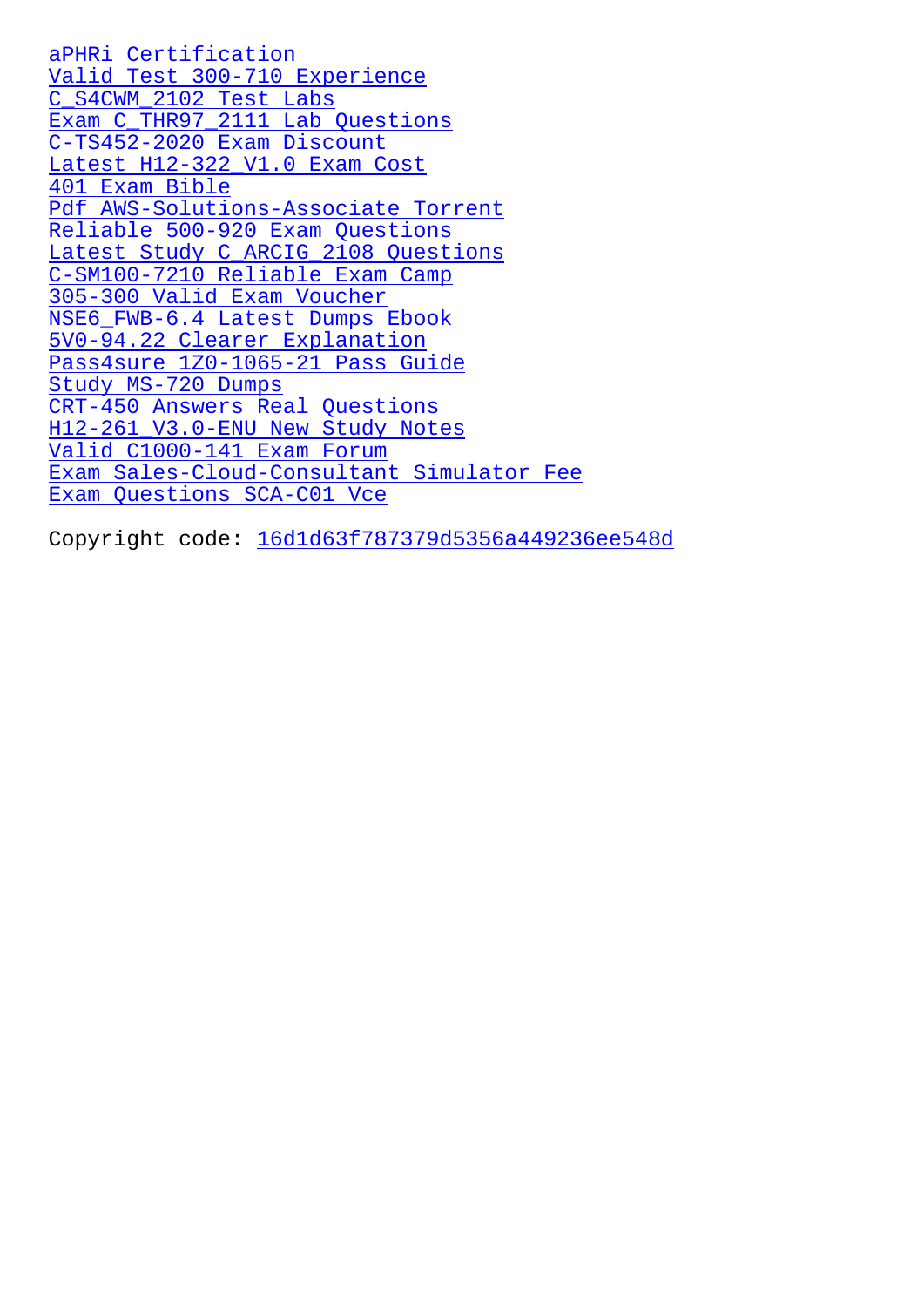aPHRi Certification
Valid Test 300-710 Experience
C_S4CWM_2102 Test Labs
Exam C_THR97_2111 Lab Questions
C-TS452-2020 Exam Discount
Latest H12-322_V1.0 Exam Cost
401 Exam Bible
Pdf AWS-Solutions-Associate Torrent
Reliable 500-920 Exam Questions
Latest Study C_ARCIG_2108 Questions
C-SM100-7210 Reliable Exam Camp
305-300 Valid Exam Voucher
NSE6_FWB-6.4 Latest Dumps Ebook
5V0-94.22 Clearer Explanation
Pass4sure 1Z0-1065-21 Pass Guide
Study MS-720 Dumps
CRT-450 Answers Real Questions
H12-261_V3.0-ENU New Study Notes
Valid C1000-141 Exam Forum
Exam Sales-Cloud-Consultant Simulator Fee
Exam Questions SCA-C01 Vce

Copyright code: 16d1d63f787379d5356a449236ee548d